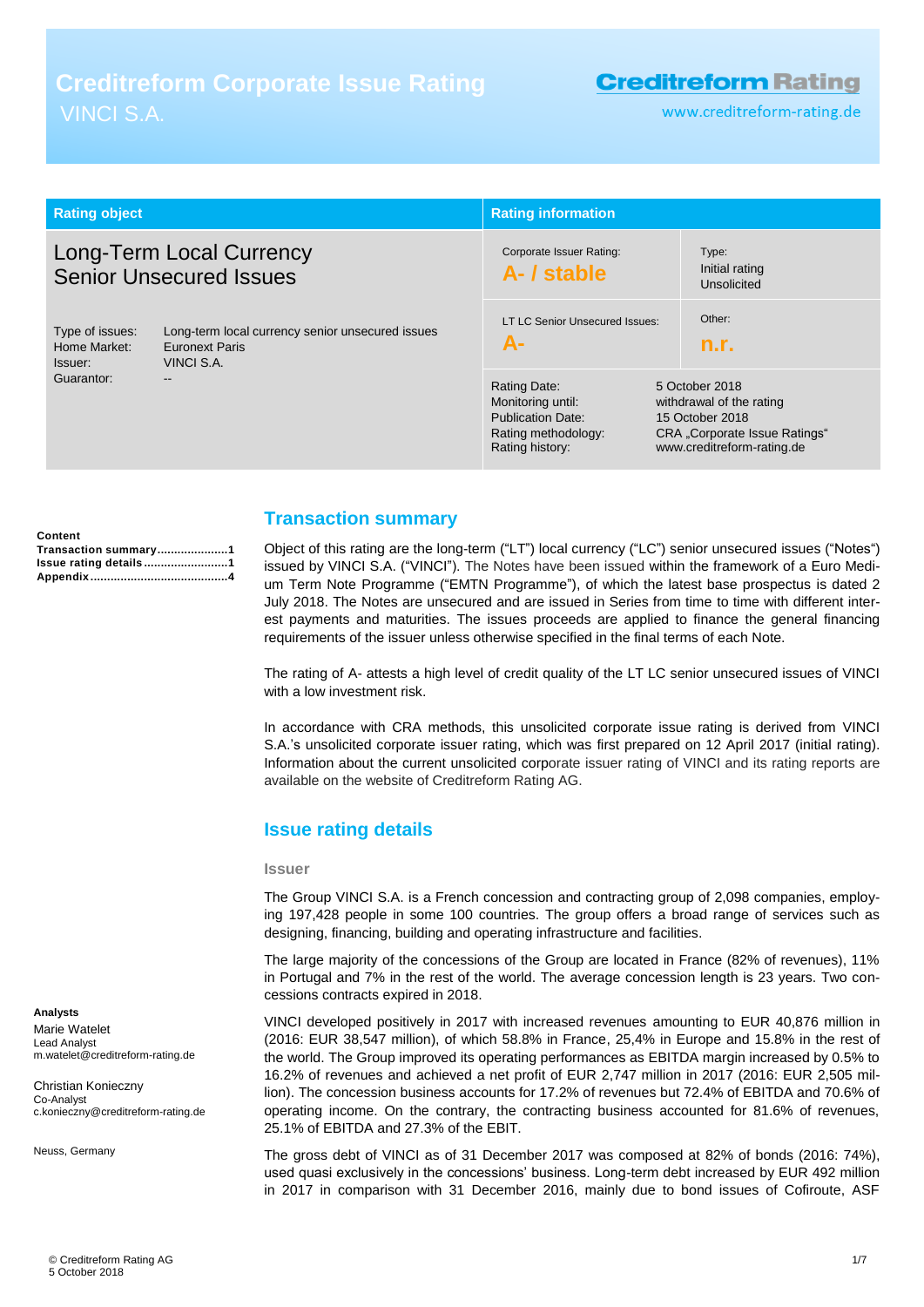# Creditreform Corporate Issue Rating

VINCI S.A.

Creditreform Rating

www.creditreform-rating.de

| Rating object | Rating information | |
|---|---|---|
| Long-Term Local Currency Senior Unsecured Issues | Corporate Issuer Rating: **A- / stable** | Type: Initial rating Unsolicited |
| Type of issues: Long-term local currency senior unsecured issues<br>Home Market: Euronext Paris<br>Issuer: VINCI S.A.<br>Guarantor: -- | LT LC Senior Unsecured Issues: **A-** | Other: **n.r.** |
| | Rating Date: 5 October 2018<br>Monitoring until: withdrawal of the rating<br>Publication Date: 15 October 2018<br>Rating methodology: CRA „Corporate Issue Ratings"<br>Rating history: www.creditreform-rating.de | |

**Content**

- Transaction summary.....1
- Issue rating details.....1
- Appendix.....4

## Transaction summary

Object of this rating are the long-term ("LT") local currency ("LC") senior unsecured issues ("Notes") issued by VINCI S.A. ("VINCI"). The Notes have been issued within the framework of a Euro Medium Term Note Programme ("EMTN Programme"), of which the latest base prospectus is dated 2 July 2018. The Notes are unsecured and are issued in Series from time to time with different interest payments and maturities. The issues proceeds are applied to finance the general financing requirements of the issuer unless otherwise specified in the final terms of each Note.

The rating of A- attests a high level of credit quality of the LT LC senior unsecured issues of VINCI with a low investment risk.

In accordance with CRA methods, this unsolicited corporate issue rating is derived from VINCI S.A.'s unsolicited corporate issuer rating, which was first prepared on 12 April 2017 (initial rating). Information about the current unsolicited corporate issuer rating of VINCI and its rating reports are available on the website of Creditreform Rating AG.

## Issue rating details

### Issuer

The Group VINCI S.A. is a French concession and contracting group of 2,098 companies, employing 197,428 people in some 100 countries. The group offers a broad range of services such as designing, financing, building and operating infrastructure and facilities.

The large majority of the concessions of the Group are located in France (82% of revenues), 11% in Portugal and 7% in the rest of the world. The average concession length is 23 years. Two concessions contracts expired in 2018.

VINCI developed positively in 2017 with increased revenues amounting to EUR 40,876 million in (2016: EUR 38,547 million), of which 58.8% in France, 25,4% in Europe and 15.8% in the rest of the world. The Group improved its operating performances as EBITDA margin increased by 0.5% to 16.2% of revenues and achieved a net profit of EUR 2,747 million in 2017 (2016: EUR 2,505 million). The concession business accounts for 17.2% of revenues but 72.4% of EBITDA and 70.6% of operating income. On the contrary, the contracting business accounted for 81.6% of revenues, 25.1% of EBITDA and 27.3% of the EBIT.

The gross debt of VINCI as of 31 December 2017 was composed at 82% of bonds (2016: 74%), used quasi exclusively in the concessions' business. Long-term debt increased by EUR 492 million in 2017 in comparison with 31 December 2016, mainly due to bond issues of Cofiroute, ASF

**Analysts**

Marie Watelet
Lead Analyst
m.watelet@creditreform-rating.de

Christian Konieczny
Co-Analyst
c.konieczny@creditreform-rating.de

Neuss, Germany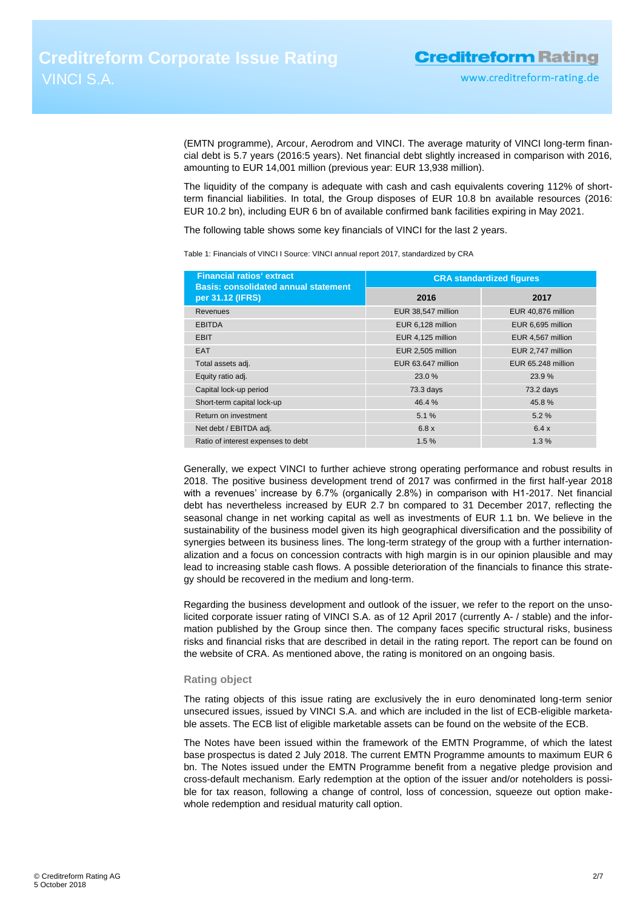(EMTN programme), Arcour, Aerodrom and VINCI. The average maturity of VINCI long-term financial debt is 5.7 years (2016:5 years). Net financial debt slightly increased in comparison with 2016, amounting to EUR 14,001 million (previous year: EUR 13,938 million).

The liquidity of the company is adequate with cash and cash equivalents covering 112% of short-term financial liabilities. In total, the Group disposes of EUR 10.8 bn available resources (2016: EUR 10.2 bn), including EUR 6 bn of available confirmed bank facilities expiring in May 2021.

The following table shows some key financials of VINCI for the last 2 years.

Table 1: Financials of VINCI I Source: VINCI annual report 2017, standardized by CRA

| Financial ratios' extract<br>Basis: consolidated annual statement per 31.12 (IFRS) | CRA standardized figures | |
|---|---|---|
| | **2016** | **2017** |
| Revenues | EUR 38,547 million | EUR 40,876 million |
| EBITDA | EUR 6,128 million | EUR 6,695 million |
| EBIT | EUR 4,125 million | EUR 4,567 million |
| EAT | EUR 2,505 million | EUR 2,747 million |
| Total assets adj. | EUR 63.647 million | EUR 65.248 million |
| Equity ratio adj. | 23.0 % | 23.9 % |
| Capital lock-up period | 73.3 days | 73.2 days |
| Short-term capital lock-up | 46.4 % | 45.8 % |
| Return on investment | 5.1 % | 5.2 % |
| Net debt / EBITDA adj. | 6.8 x | 6.4 x |
| Ratio of interest expenses to debt | 1.5 % | 1.3 % |

Generally, we expect VINCI to further achieve strong operating performance and robust results in 2018. The positive business development trend of 2017 was confirmed in the first half-year 2018 with a revenues' increase by 6.7% (organically 2.8%) in comparison with H1-2017. Net financial debt has nevertheless increased by EUR 2.7 bn compared to 31 December 2017, reflecting the seasonal change in net working capital as well as investments of EUR 1.1 bn. We believe in the sustainability of the business model given its high geographical diversification and the possibility of synergies between its business lines. The long-term strategy of the group with a further internationalization and a focus on concession contracts with high margin is in our opinion plausible and may lead to increasing stable cash flows. A possible deterioration of the financials to finance this strategy should be recovered in the medium and long-term.

Regarding the business development and outlook of the issuer, we refer to the report on the unsolicited corporate issuer rating of VINCI S.A. as of 12 April 2017 (currently A- / stable) and the information published by the Group since then. The company faces specific structural risks, business risks and financial risks that are described in detail in the rating report. The report can be found on the website of CRA. As mentioned above, the rating is monitored on an ongoing basis.

### Rating object

The rating objects of this issue rating are exclusively the in euro denominated long-term senior unsecured issues, issued by VINCI S.A. and which are included in the list of ECB-eligible marketable assets. The ECB list of eligible marketable assets can be found on the website of the ECB.

The Notes have been issued within the framework of the EMTN Programme, of which the latest base prospectus is dated 2 July 2018. The current EMTN Programme amounts to maximum EUR 6 bn. The Notes issued under the EMTN Programme benefit from a negative pledge provision and cross-default mechanism. Early redemption at the option of the issuer and/or noteholders is possible for tax reason, following a change of control, loss of concession, squeeze out option make-whole redemption and residual maturity call option.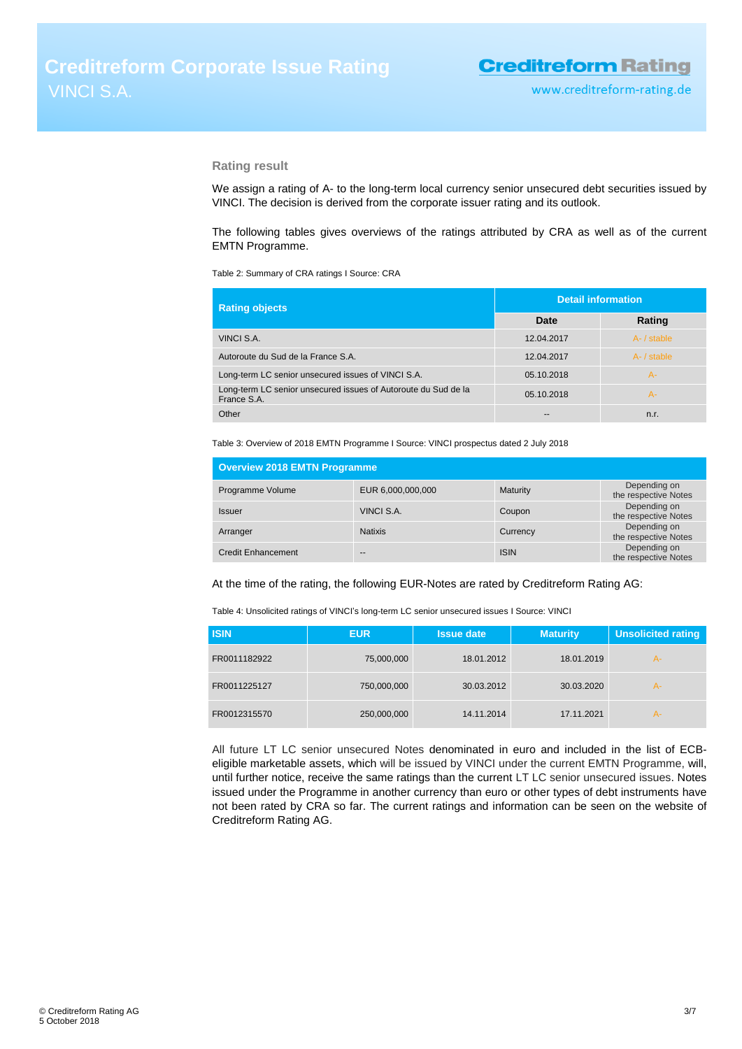## Rating result

We assign a rating of A- to the long-term local currency senior unsecured debt securities issued by VINCI. The decision is derived from the corporate issuer rating and its outlook.

The following tables gives overviews of the ratings attributed by CRA as well as of the current EMTN Programme.

Table 2: Summary of CRA ratings I Source: CRA

| Rating objects | Detail information | |
|---|---|---|
| | **Date** | **Rating** |
| VINCI S.A. | 12.04.2017 | A- / stable |
| Autoroute du Sud de la France S.A. | 12.04.2017 | A- / stable |
| Long-term LC senior unsecured issues of VINCI S.A. | 05.10.2018 | A- |
| Long-term LC senior unsecured issues of Autoroute du Sud de la France S.A. | 05.10.2018 | A- |
| Other | -- | n.r. |

Table 3: Overview of 2018 EMTN Programme I Source: VINCI prospectus dated 2 July 2018

| Overview 2018 EMTN Programme | | | |
|---|---|---|---|
| Programme Volume | EUR 6,000,000,000 | Maturity | Depending on the respective Notes |
| Issuer | VINCI S.A. | Coupon | Depending on the respective Notes |
| Arranger | Natixis | Currency | Depending on the respective Notes |
| Credit Enhancement | -- | ISIN | Depending on the respective Notes |

At the time of the rating, the following EUR-Notes are rated by Creditreform Rating AG:

Table 4: Unsolicited ratings of VINCI's long-term LC senior unsecured issues I Source: VINCI

| ISIN | EUR | Issue date | Maturity | Unsolicited rating |
|---|---|---|---|---|
| FR0011182922 | 75,000,000 | 18.01.2012 | 18.01.2019 | A- |
| FR0011225127 | 750,000,000 | 30.03.2012 | 30.03.2020 | A- |
| FR0012315570 | 250,000,000 | 14.11.2014 | 17.11.2021 | A- |

All future LT LC senior unsecured Notes denominated in euro and included in the list of ECB-eligible marketable assets, which will be issued by VINCI under the current EMTN Programme, will, until further notice, receive the same ratings than the current LT LC senior unsecured issues. Notes issued under the Programme in another currency than euro or other types of debt instruments have not been rated by CRA so far. The current ratings and information can be seen on the website of Creditreform Rating AG.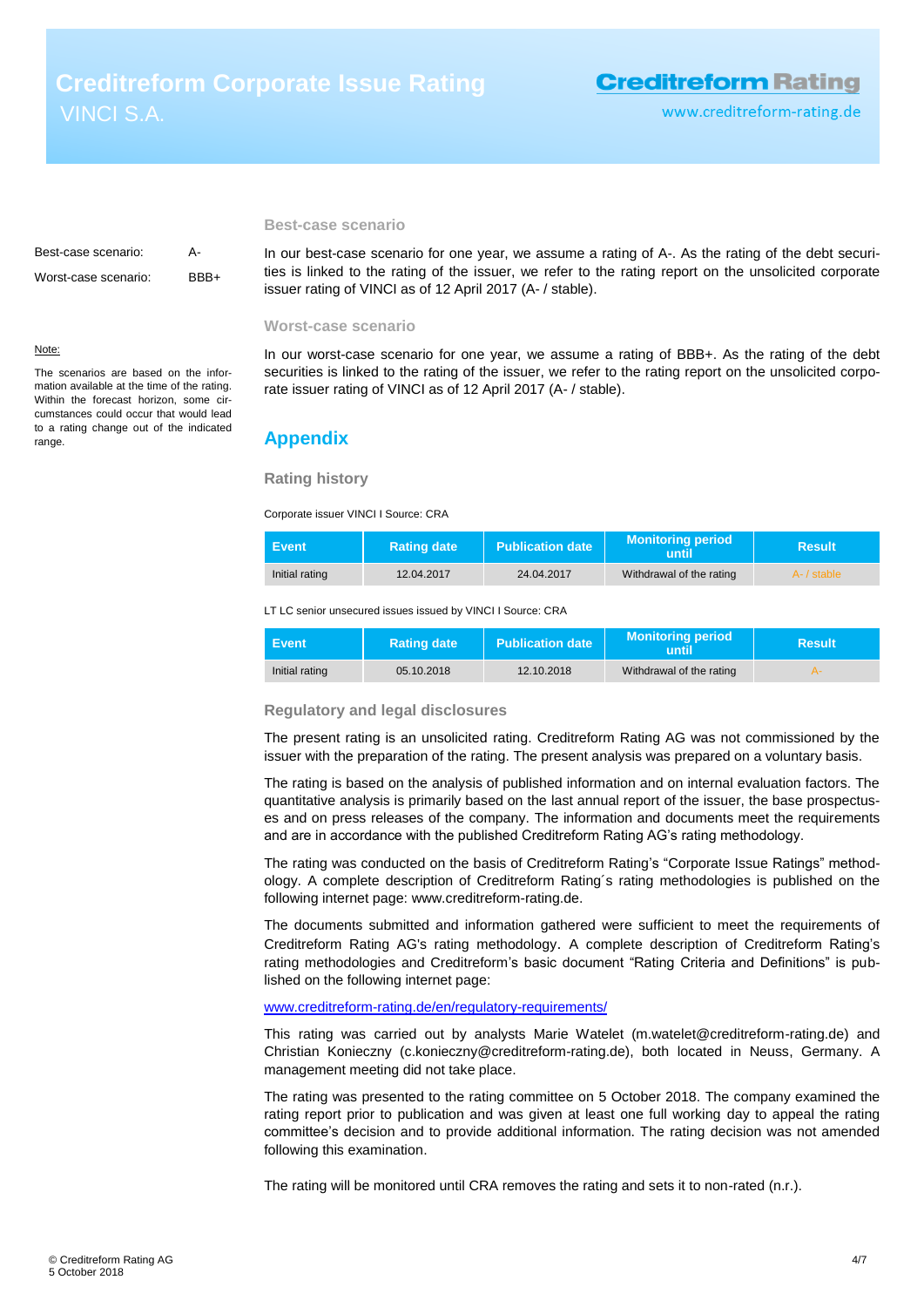Best-case scenario: A-

Worst-case scenario: BBB+

Note:

The scenarios are based on the information available at the time of the rating. Within the forecast horizon, some circumstances could occur that would lead to a rating change out of the indicated range.

### Best-case scenario

In our best-case scenario for one year, we assume a rating of A-. As the rating of the debt securities is linked to the rating of the issuer, we refer to the rating report on the unsolicited corporate issuer rating of VINCI as of 12 April 2017 (A- / stable).

### Worst-case scenario

In our worst-case scenario for one year, we assume a rating of BBB+. As the rating of the debt securities is linked to the rating of the issuer, we refer to the rating report on the unsolicited corporate issuer rating of VINCI as of 12 April 2017 (A- / stable).

## Appendix

### Rating history

Corporate issuer VINCI I Source: CRA

| Event | Rating date | Publication date | Monitoring period until | Result |
|---|---|---|---|---|
| Initial rating | 12.04.2017 | 24.04.2017 | Withdrawal of the rating | A- / stable |

LT LC senior unsecured issues issued by VINCI I Source: CRA

| Event | Rating date | Publication date | Monitoring period until | Result |
|---|---|---|---|---|
| Initial rating | 05.10.2018 | 12.10.2018 | Withdrawal of the rating | A- |

### Regulatory and legal disclosures

The present rating is an unsolicited rating. Creditreform Rating AG was not commissioned by the issuer with the preparation of the rating. The present analysis was prepared on a voluntary basis.

The rating is based on the analysis of published information and on internal evaluation factors. The quantitative analysis is primarily based on the last annual report of the issuer, the base prospectuses and on press releases of the company. The information and documents meet the requirements and are in accordance with the published Creditreform Rating AG's rating methodology.

The rating was conducted on the basis of Creditreform Rating's "Corporate Issue Ratings" methodology. A complete description of Creditreform Rating´s rating methodologies is published on the following internet page: www.creditreform-rating.de.

The documents submitted and information gathered were sufficient to meet the requirements of Creditreform Rating AG's rating methodology. A complete description of Creditreform Rating's rating methodologies and Creditreform's basic document "Rating Criteria and Definitions" is published on the following internet page:

www.creditreform-rating.de/en/regulatory-requirements/

This rating was carried out by analysts Marie Watelet (m.watelet@creditreform-rating.de) and Christian Konieczny (c.konieczny@creditreform-rating.de), both located in Neuss, Germany. A management meeting did not take place.

The rating was presented to the rating committee on 5 October 2018. The company examined the rating report prior to publication and was given at least one full working day to appeal the rating committee's decision and to provide additional information. The rating decision was not amended following this examination.

The rating will be monitored until CRA removes the rating and sets it to non-rated (n.r.).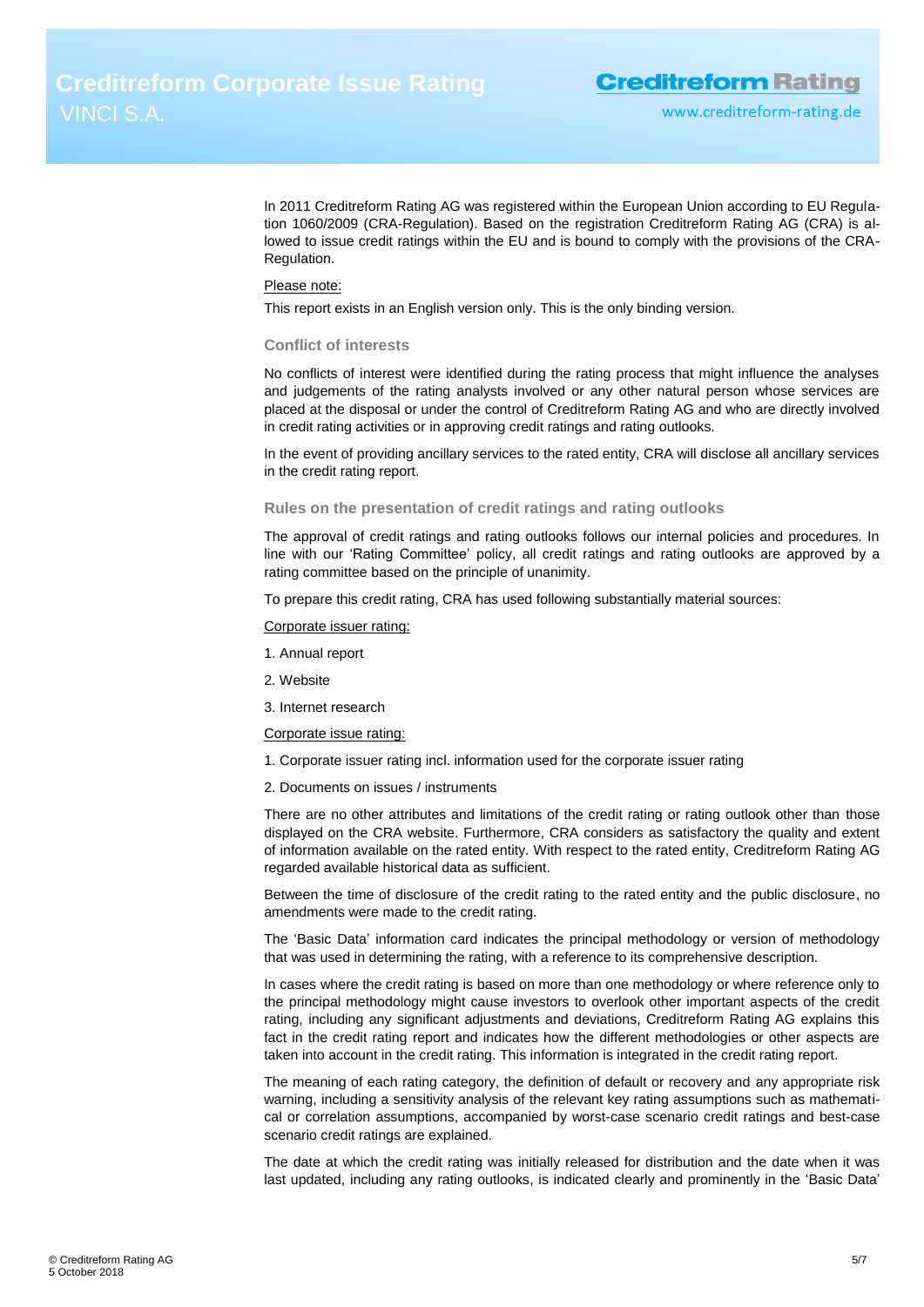In 2011 Creditreform Rating AG was registered within the European Union according to EU Regulation 1060/2009 (CRA-Regulation). Based on the registration Creditreform Rating AG (CRA) is allowed to issue credit ratings within the EU and is bound to comply with the provisions of the CRA-Regulation.

Please note:

This report exists in an English version only. This is the only binding version.

### Conflict of interests

No conflicts of interest were identified during the rating process that might influence the analyses and judgements of the rating analysts involved or any other natural person whose services are placed at the disposal or under the control of Creditreform Rating AG and who are directly involved in credit rating activities or in approving credit ratings and rating outlooks.

In the event of providing ancillary services to the rated entity, CRA will disclose all ancillary services in the credit rating report.

### Rules on the presentation of credit ratings and rating outlooks

The approval of credit ratings and rating outlooks follows our internal policies and procedures. In line with our 'Rating Committee' policy, all credit ratings and rating outlooks are approved by a rating committee based on the principle of unanimity.

To prepare this credit rating, CRA has used following substantially material sources:

Corporate issuer rating:

1. Annual report
2. Website
3. Internet research

Corporate issue rating:

1. Corporate issuer rating incl. information used for the corporate issuer rating
2. Documents on issues / instruments

There are no other attributes and limitations of the credit rating or rating outlook other than those displayed on the CRA website. Furthermore, CRA considers as satisfactory the quality and extent of information available on the rated entity. With respect to the rated entity, Creditreform Rating AG regarded available historical data as sufficient.

Between the time of disclosure of the credit rating to the rated entity and the public disclosure, no amendments were made to the credit rating.

The 'Basic Data' information card indicates the principal methodology or version of methodology that was used in determining the rating, with a reference to its comprehensive description.

In cases where the credit rating is based on more than one methodology or where reference only to the principal methodology might cause investors to overlook other important aspects of the credit rating, including any significant adjustments and deviations, Creditreform Rating AG explains this fact in the credit rating report and indicates how the different methodologies or other aspects are taken into account in the credit rating. This information is integrated in the credit rating report.

The meaning of each rating category, the definition of default or recovery and any appropriate risk warning, including a sensitivity analysis of the relevant key rating assumptions such as mathematical or correlation assumptions, accompanied by worst-case scenario credit ratings and best-case scenario credit ratings are explained.

The date at which the credit rating was initially released for distribution and the date when it was last updated, including any rating outlooks, is indicated clearly and prominently in the 'Basic Data'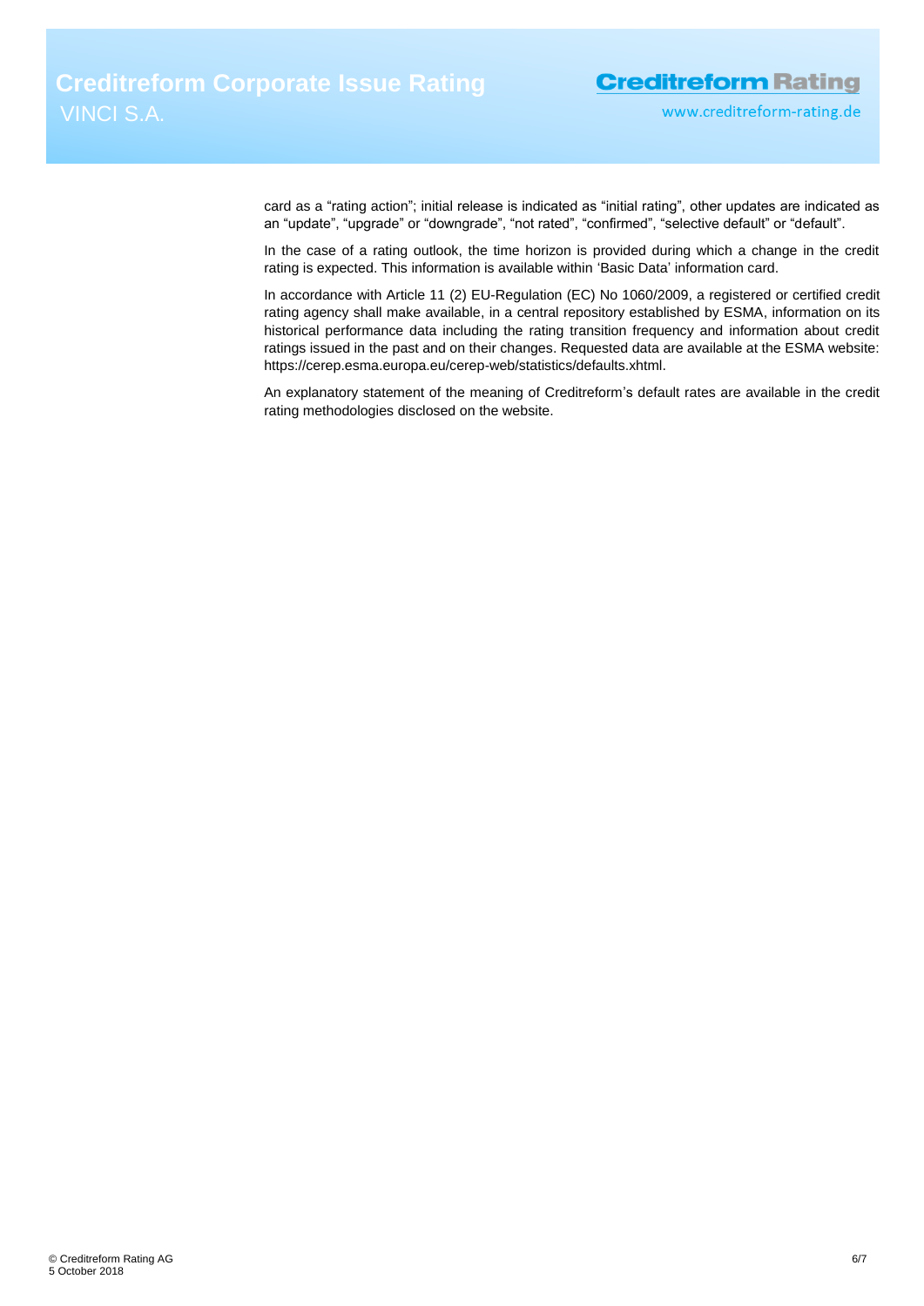card as a “rating action”; initial release is indicated as “initial rating”, other updates are indicated as an “update”, “upgrade” or “downgrade”, “not rated”, “confirmed”, “selective default” or “default”.

In the case of a rating outlook, the time horizon is provided during which a change in the credit rating is expected. This information is available within ‘Basic Data’ information card.

In accordance with Article 11 (2) EU-Regulation (EC) No 1060/2009, a registered or certified credit rating agency shall make available, in a central repository established by ESMA, information on its historical performance data including the rating transition frequency and information about credit ratings issued in the past and on their changes. Requested data are available at the ESMA website: https://cerep.esma.europa.eu/cerep-web/statistics/defaults.xhtml.

An explanatory statement of the meaning of Creditreform’s default rates are available in the credit rating methodologies disclosed on the website.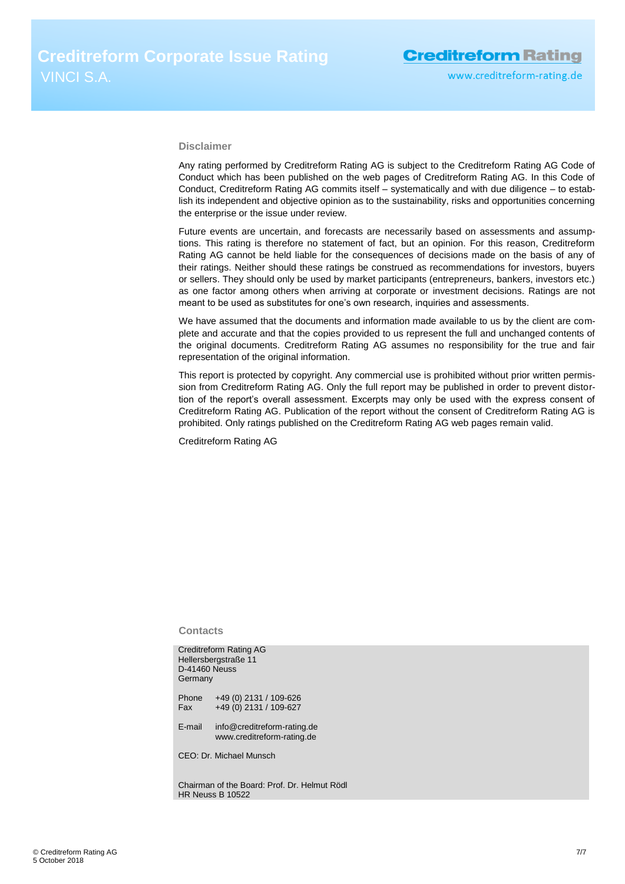## Disclaimer

Any rating performed by Creditreform Rating AG is subject to the Creditreform Rating AG Code of Conduct which has been published on the web pages of Creditreform Rating AG. In this Code of Conduct, Creditreform Rating AG commits itself – systematically and with due diligence – to establish its independent and objective opinion as to the sustainability, risks and opportunities concerning the enterprise or the issue under review.

Future events are uncertain, and forecasts are necessarily based on assessments and assumptions. This rating is therefore no statement of fact, but an opinion. For this reason, Creditreform Rating AG cannot be held liable for the consequences of decisions made on the basis of any of their ratings. Neither should these ratings be construed as recommendations for investors, buyers or sellers. They should only be used by market participants (entrepreneurs, bankers, investors etc.) as one factor among others when arriving at corporate or investment decisions. Ratings are not meant to be used as substitutes for one's own research, inquiries and assessments.

We have assumed that the documents and information made available to us by the client are complete and accurate and that the copies provided to us represent the full and unchanged contents of the original documents. Creditreform Rating AG assumes no responsibility for the true and fair representation of the original information.

This report is protected by copyright. Any commercial use is prohibited without prior written permission from Creditreform Rating AG. Only the full report may be published in order to prevent distortion of the report's overall assessment. Excerpts may only be used with the express consent of Creditreform Rating AG. Publication of the report without the consent of Creditreform Rating AG is prohibited. Only ratings published on the Creditreform Rating AG web pages remain valid.

Creditreform Rating AG

## Contacts

Creditreform Rating AG
Hellersbergstraße 11
D-41460 Neuss
Germany

Phone +49 (0) 2131 / 109-626
Fax +49 (0) 2131 / 109-627

E-mail info@creditreform-rating.de
www.creditreform-rating.de

CEO: Dr. Michael Munsch

Chairman of the Board: Prof. Dr. Helmut Rödl
HR Neuss B 10522